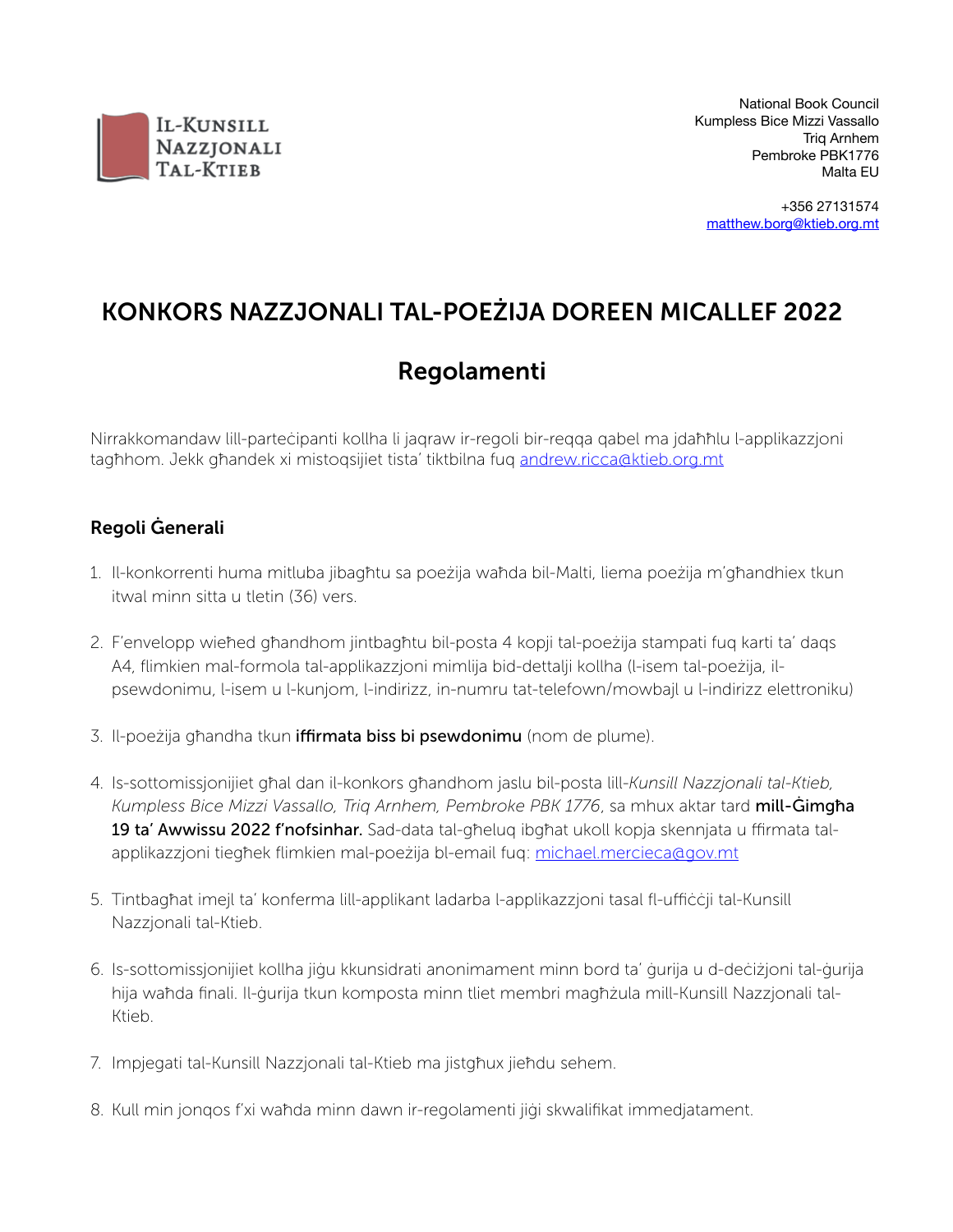IL-KUNSILL NAZZJONALI TAL-KTIEB

National Book Council
Kumpless Bice Mizzi Vassallo
Triq Arnhem
Pembroke PBK1776
Malta EU

+356 27131574
matthew.borg@ktieb.org.mt

# KONKORS NAZZJONALI TAL-POEŻIJA DOREEN MICALLEF 2022

## Regolamenti

Nirrakkomandaw lill-parteċipanti kollha li jaqraw ir-regoli bir-reqqa qabel ma jdaħħlu l-applikazzjoni tagħhom. Jekk għandek xi mistoqsijiet tista' tiktbilna fuq andrew.ricca@ktieb.org.mt

### Regoli Ġenerali

1. Il-konkorrenti huma mitluba jibagħtu sa poeżija waħda bil-Malti, liema poeżija m'għandhiex tkun itwal minn sitta u tletin (36) vers.
2. F'envelopp wieħed għandhom jintbagħtu bil-posta 4 kopji tal-poeżija stampati fuq karti ta' daqs A4, flimkien mal-formola tal-applikazzjoni mimlija bid-dettalji kollha (l-isem tal-poeżija, il-psewdonimu, l-isem u l-kunjom, l-indirizz, in-numru tat-telefown/mowbajl u l-indirizz elettroniku)
3. Il-poeżija għandha tkun **iffirmata biss bi psewdonimu** (nom de plume).
4. Is-sottomissjonijiet għal dan il-konkors għandhom jaslu bil-posta lill-*Kunsill Nazzjonali tal-Ktieb, Kumpless Bice Mizzi Vassallo, Triq Arnhem, Pembroke PBK 1776*, sa mhux aktar tard **mill-Ġimgħa 19 ta' Awwissu 2022 f'nofsinhar.** Sad-data tal-għeluq ibgħat ukoll kopja skennjata u ffirmata tal-applikazzjoni tiegħek flimkien mal-poeżija bl-email fuq: michael.mercieca@gov.mt
5. Tintbagħat imejl ta' konferma lill-applikant ladarba l-applikazzjoni tasal fl-uffiċċji tal-Kunsill Nazzjonali tal-Ktieb.
6. Is-sottomissjonijiet kollha jiġu kkunsidrati anonimament minn bord ta' ġurija u d-deċiżjoni tal-ġurija hija waħda finali. Il-ġurija tkun komposta minn tliet membri magħżula mill-Kunsill Nazzjonali tal-Ktieb.
7. Impjegati tal-Kunsill Nazzjonali tal-Ktieb ma jistgħux jieħdu sehem.
8. Kull min jonqos f'xi waħda minn dawn ir-regolamenti jiġi skwalifikat immedjatament.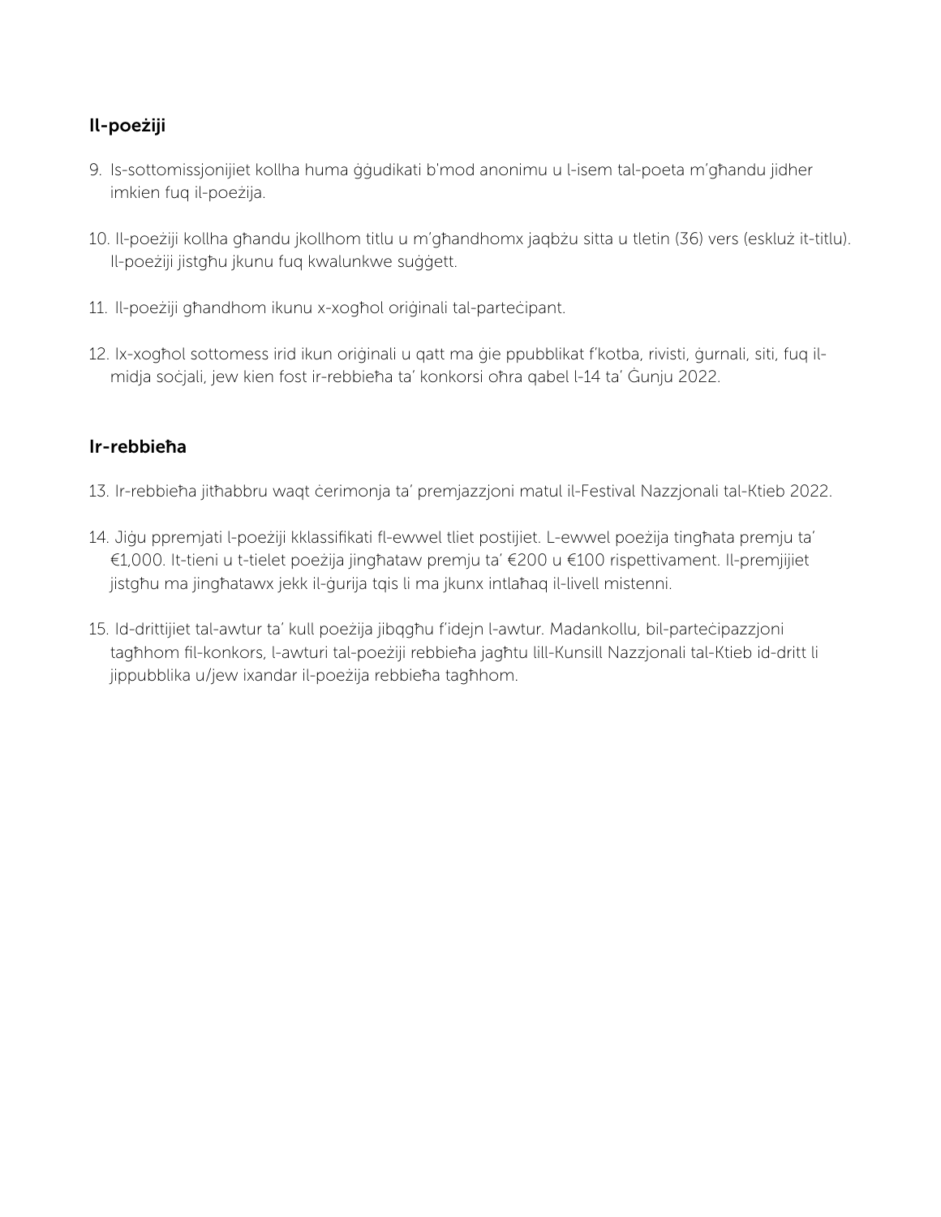## Il-poeżiji

9. Is-sottomissjonijiet kollha huma ġġudikati b'mod anonimu u l-isem tal-poeta m'għandu jidher imkien fuq il-poeżija.

10. Il-poeżiji kollha għandu jkollhom titlu u m'għandhomx jaqbżu sitta u tletin (36) vers (eskluż it-titlu). Il-poeżiji jistgħu jkunu fuq kwalunkwe suġġett.

11. Il-poeżiji għandhom ikunu x-xogħol oriġinali tal-parteċipant.

12. Ix-xogħol sottomess irid ikun oriġinali u qatt ma ġie ppubblikat f'kotba, rivisti, ġurnali, siti, fuq il-midja soċjali, jew kien fost ir-rebbieħa ta' konkorsi oħra qabel l-14 ta' Ġunju 2022.

## Ir-rebbieħa

13. Ir-rebbieħa jitħabbru waqt ċerimonja ta' premjazzjoni matul il-Festival Nazzjonali tal-Ktieb 2022.

14. Jiġu ppremjati l-poeżiji kklassifikati fl-ewwel tliet postijiet. L-ewwel poeżija tingħata premju ta' €1,000. It-tieni u t-tielet poeżija jingħataw premju ta' €200 u €100 rispettivament. Il-premjijiet jistgħu ma jingħatawx jekk il-ġurija tqis li ma jkunx intlaħaq il-livell mistenni.

15. Id-drittijiet tal-awtur ta' kull poeżija jibqgħu f'idejn l-awtur. Madankollu, bil-parteċipazzjoni tagħhom fil-konkors, l-awturi tal-poeżiji rebbieħa jagħtu lill-Kunsill Nazzjonali tal-Ktieb id-dritt li jippubblika u/jew ixandar il-poeżija rebbieħa tagħhom.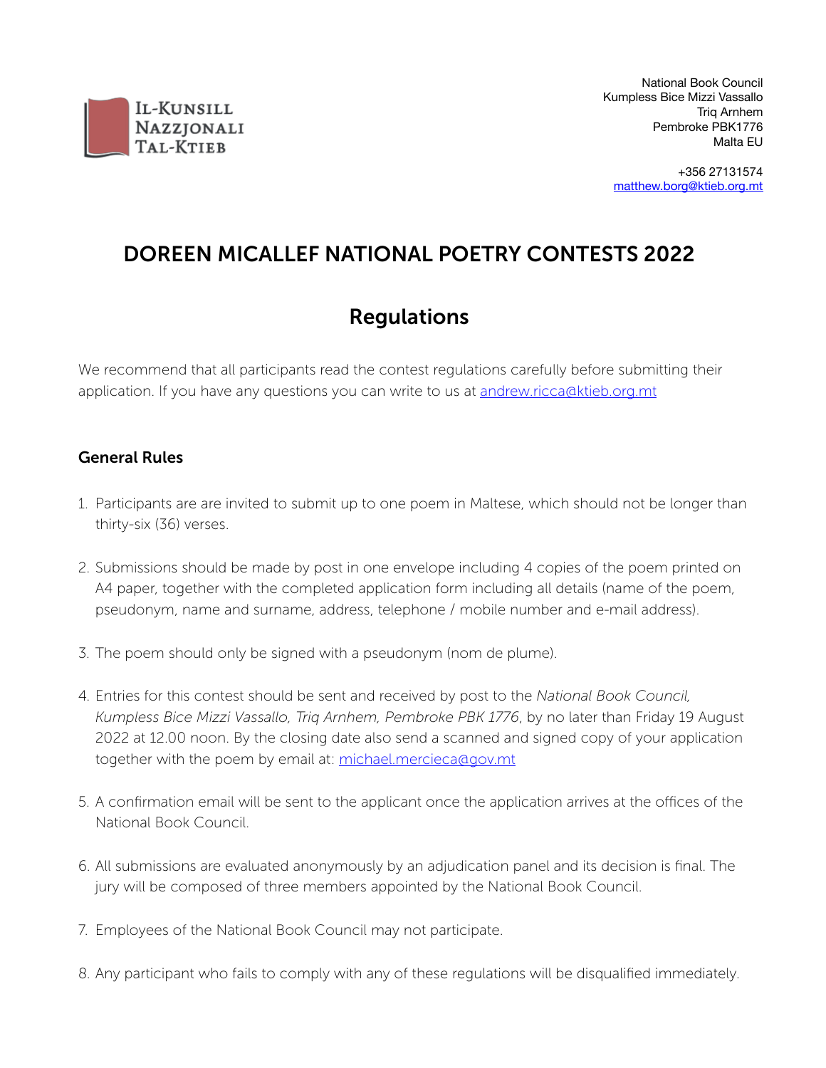IL-KUNSILL NAZZJONALI TAL-KTIEB

National Book Council
Kumpless Bice Mizzi Vassallo
Triq Arnhem
Pembroke PBK1776
Malta EU

+356 27131574
matthew.borg@ktieb.org.mt

# DOREEN MICALLEF NATIONAL POETRY CONTESTS 2022

## Regulations

We recommend that all participants read the contest regulations carefully before submitting their application. If you have any questions you can write to us at andrew.ricca@ktieb.org.mt

### General Rules

1. Participants are are invited to submit up to one poem in Maltese, which should not be longer than thirty-six (36) verses.

2. Submissions should be made by post in one envelope including 4 copies of the poem printed on A4 paper, together with the completed application form including all details (name of the poem, pseudonym, name and surname, address, telephone / mobile number and e-mail address).

3. The poem should only be signed with a pseudonym (nom de plume).

4. Entries for this contest should be sent and received by post to the *National Book Council, Kumpless Bice Mizzi Vassallo, Triq Arnhem, Pembroke PBK 1776*, by no later than Friday 19 August 2022 at 12.00 noon. By the closing date also send a scanned and signed copy of your application together with the poem by email at: michael.mercieca@gov.mt

5. A confirmation email will be sent to the applicant once the application arrives at the offices of the National Book Council.

6. All submissions are evaluated anonymously by an adjudication panel and its decision is final. The jury will be composed of three members appointed by the National Book Council.

7. Employees of the National Book Council may not participate.

8. Any participant who fails to comply with any of these regulations will be disqualified immediately.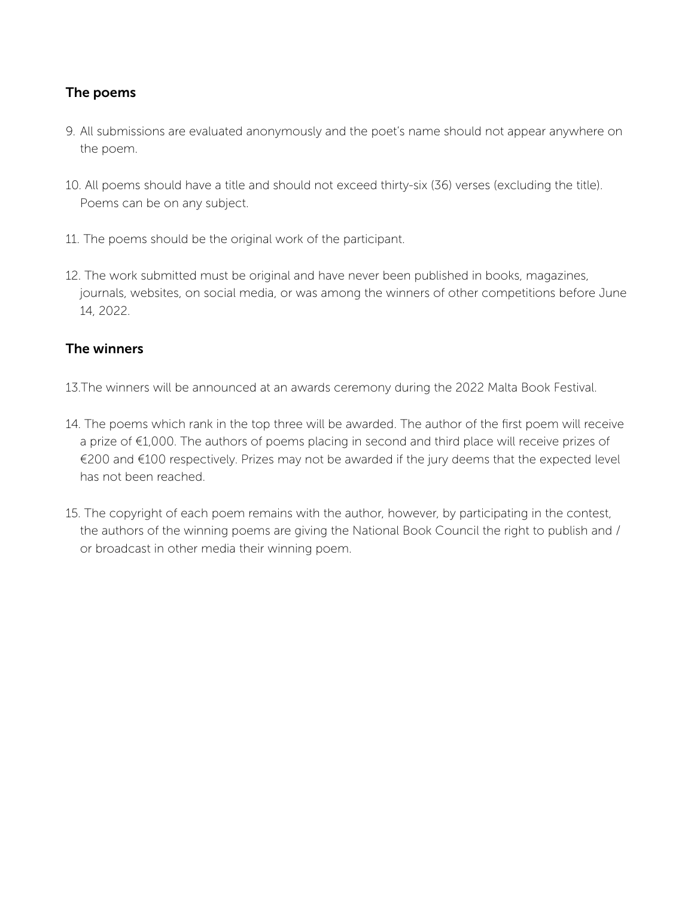## The poems

9. All submissions are evaluated anonymously and the poet's name should not appear anywhere on the poem.

10. All poems should have a title and should not exceed thirty-six (36) verses (excluding the title). Poems can be on any subject.

11. The poems should be the original work of the participant.

12. The work submitted must be original and have never been published in books, magazines, journals, websites, on social media, or was among the winners of other competitions before June 14, 2022.

## The winners

13. The winners will be announced at an awards ceremony during the 2022 Malta Book Festival.

14. The poems which rank in the top three will be awarded. The author of the first poem will receive a prize of €1,000. The authors of poems placing in second and third place will receive prizes of €200 and €100 respectively. Prizes may not be awarded if the jury deems that the expected level has not been reached.

15. The copyright of each poem remains with the author, however, by participating in the contest, the authors of the winning poems are giving the National Book Council the right to publish and / or broadcast in other media their winning poem.